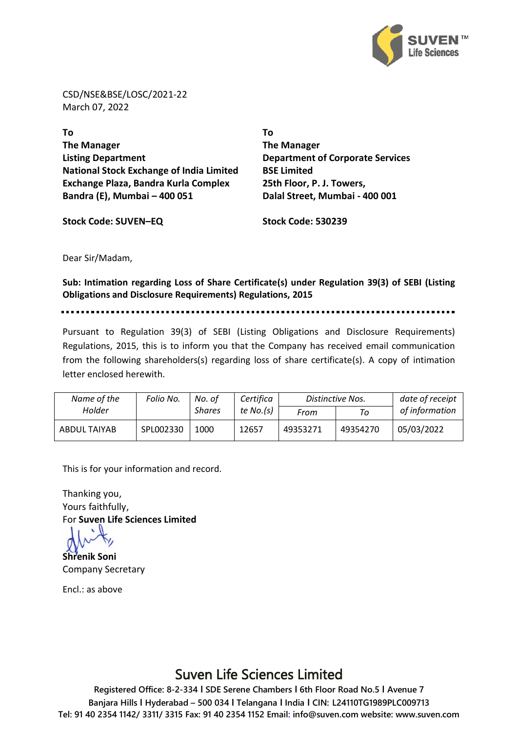CSD/NSE&BSE/LOSC/2021-22
March 07, 2022

**To**
**The Manager**
**Listing Department**
**National Stock Exchange of India Limited**
**Exchange Plaza, Bandra Kurla Complex**
**Bandra (E), Mumbai – 400 051**

**Stock Code: SUVEN–EQ**

**To**
**The Manager**
**Department of Corporate Services**
**BSE Limited**
**25th Floor, P. J. Towers,**
**Dalal Street, Mumbai - 400 001**

**Stock Code: 530239**

Dear Sir/Madam,

**Sub: Intimation regarding Loss of Share Certificate(s) under Regulation 39(3) of SEBI (Listing Obligations and Disclosure Requirements) Regulations, 2015**

Pursuant to Regulation 39(3) of SEBI (Listing Obligations and Disclosure Requirements) Regulations, 2015, this is to inform you that the Company has received email communication from the following shareholders(s) regarding loss of share certificate(s). A copy of intimation letter enclosed herewith.

| *Name of the Holder* | *Folio No.* | *No. of Shares* | *Certificate No.(s)* | *Distinctive Nos.* | | *date of receipt of information* |
|---|---|---|---|---|---|---|
| | | | | *From* | *To* | |
| ABDUL TAIYAB | SPL002330 | 1000 | 12657 | 49353271 | 49354270 | 05/03/2022 |

This is for your information and record.

Thanking you,
Yours faithfully,
For **Suven Life Sciences Limited**

**Shrenik Soni**
Company Secretary

Encl.: as above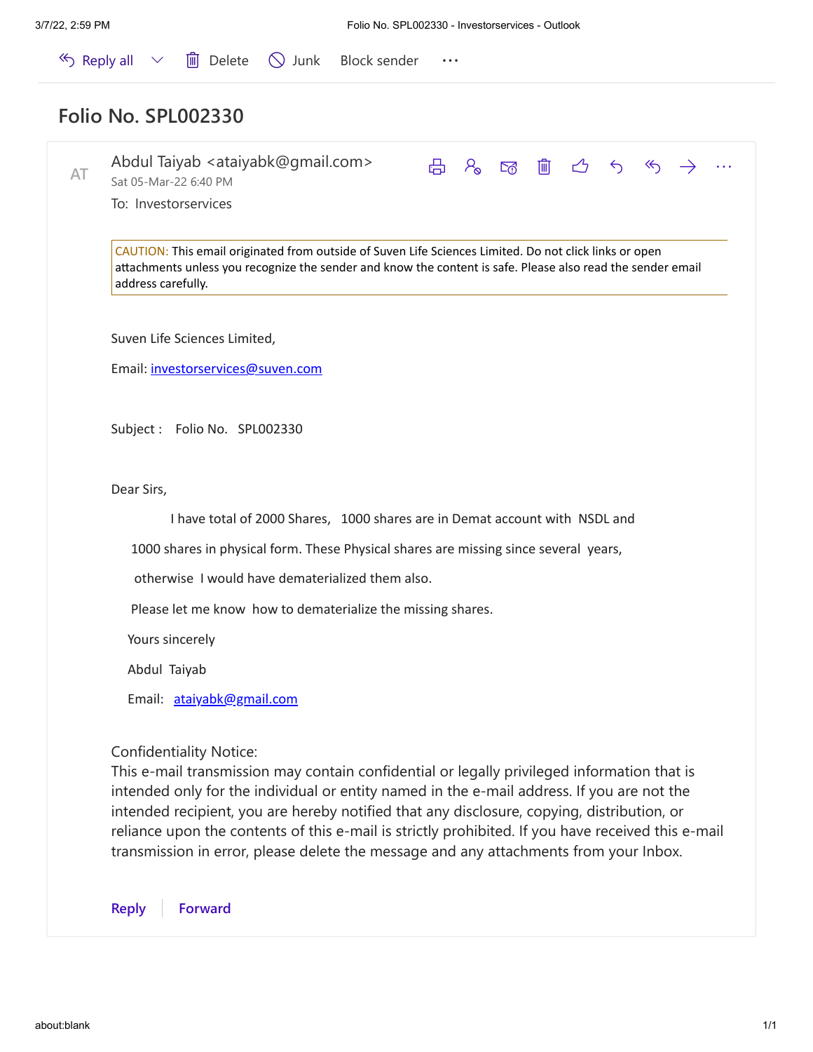# Folio No. SPL002330

Abdul Taiyab <ataiyabk@gmail.com>
Sat 05-Mar-22 6:40 PM
To: Investorservices

CAUTION: This email originated from outside of Suven Life Sciences Limited. Do not click links or open attachments unless you recognize the sender and know the content is safe. Please also read the sender email address carefully.

Suven Life Sciences Limited,

Email: investorservices@suven.com

Subject : Folio No. SPL002330

Dear Sirs,

I have total of 2000 Shares, 1000 shares are in Demat account with NSDL and 1000 shares in physical form. These Physical shares are missing since several years, otherwise I would have dematerialized them also.

Please let me know how to dematerialize the missing shares.

Yours sincerely

Abdul Taiyab

Email: ataiyabk@gmail.com

Confidentiality Notice:
This e-mail transmission may contain confidential or legally privileged information that is intended only for the individual or entity named in the e-mail address. If you are not the intended recipient, you are hereby notified that any disclosure, copying, distribution, or reliance upon the contents of this e-mail is strictly prohibited. If you have received this e-mail transmission in error, please delete the message and any attachments from your Inbox.